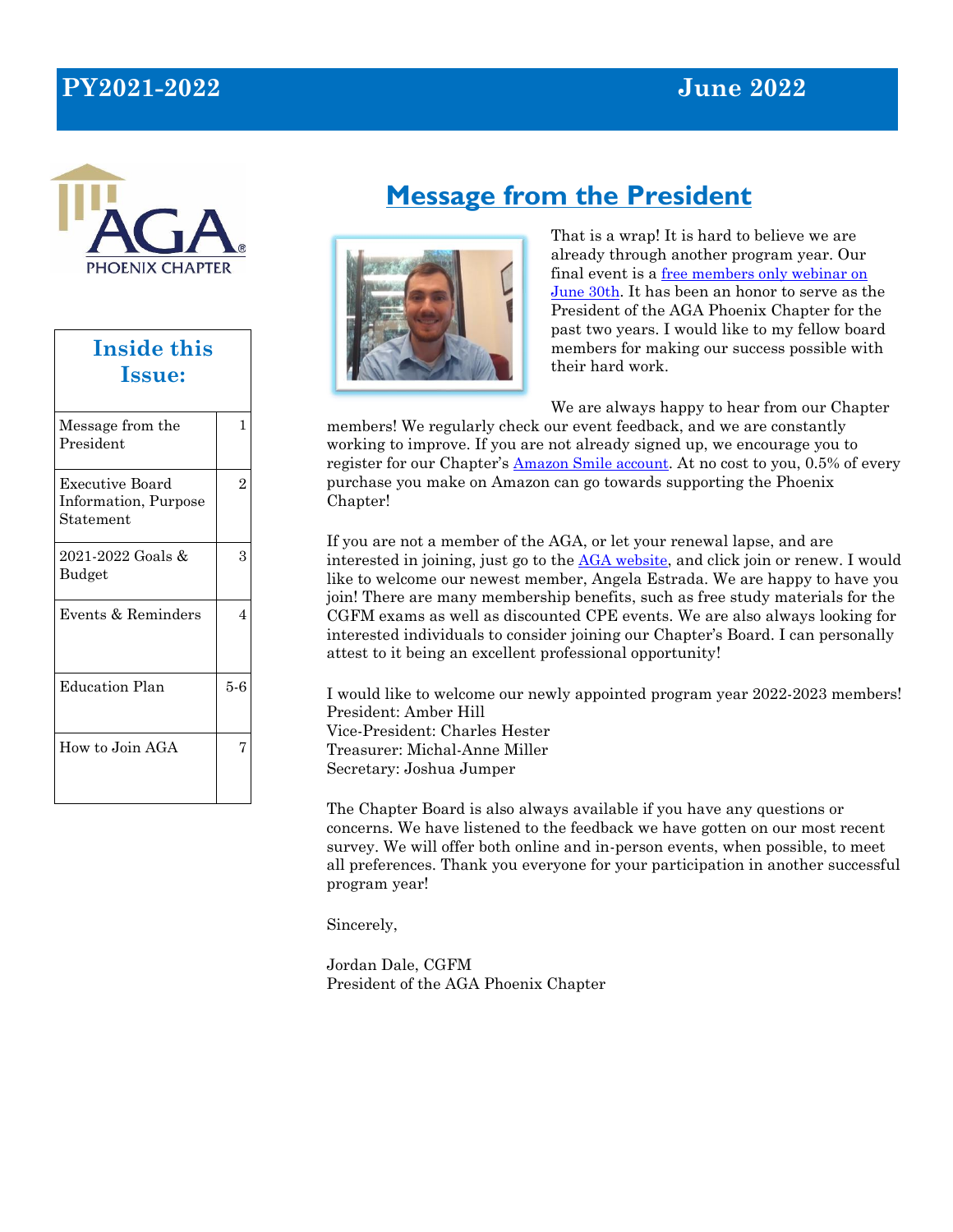**PY2021-2022** **June 2022**

AGA PHOENIX CHAPTER

| Inside this Issue: | |
|---|---|
| Message from the President | 1 |
| Executive Board Information, Purpose Statement | 2 |
| 2021-2022 Goals & Budget | 3 |
| Events & Reminders | 4 |
| Education Plan | 5-6 |
| How to Join AGA | 7 |

# Message from the President

That is a wrap! It is hard to believe we are already through another program year. Our final event is a free members only webinar on June 30th. It has been an honor to serve as the President of the AGA Phoenix Chapter for the past two years. I would like to my fellow board members for making our success possible with their hard work.

We are always happy to hear from our Chapter members! We regularly check our event feedback, and we are constantly working to improve. If you are not already signed up, we encourage you to register for our Chapter's Amazon Smile account. At no cost to you, 0.5% of every purchase you make on Amazon can go towards supporting the Phoenix Chapter!

If you are not a member of the AGA, or let your renewal lapse, and are interested in joining, just go to the AGA website, and click join or renew. I would like to welcome our newest member, Angela Estrada. We are happy to have you join! There are many membership benefits, such as free study materials for the CGFM exams as well as discounted CPE events. We are also always looking for interested individuals to consider joining our Chapter's Board. I can personally attest to it being an excellent professional opportunity!

I would like to welcome our newly appointed program year 2022-2023 members!
President: Amber Hill
Vice-President: Charles Hester
Treasurer: Michal-Anne Miller
Secretary: Joshua Jumper

The Chapter Board is also always available if you have any questions or concerns. We have listened to the feedback we have gotten on our most recent survey. We will offer both online and in-person events, when possible, to meet all preferences. Thank you everyone for your participation in another successful program year!

Sincerely,

Jordan Dale, CGFM
President of the AGA Phoenix Chapter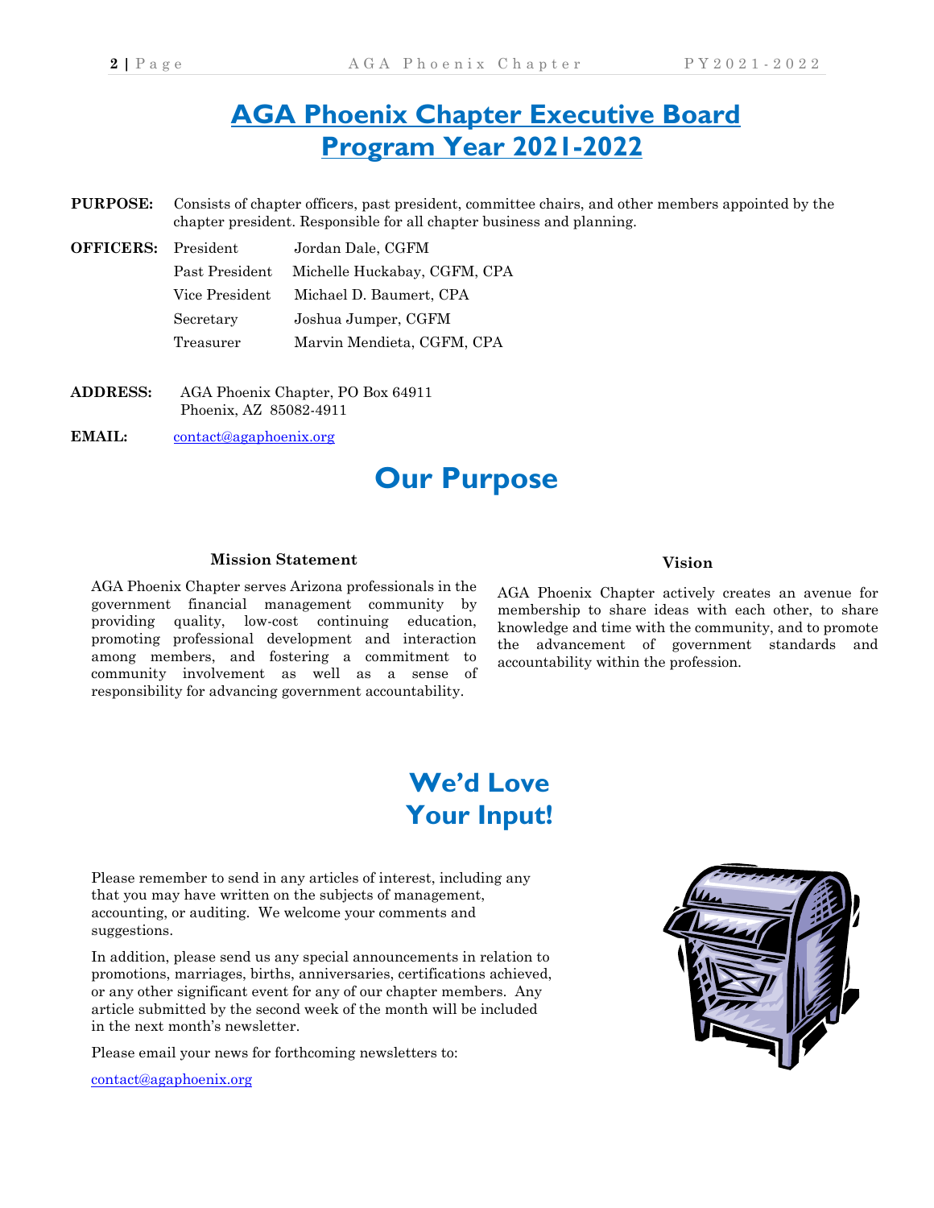# AGA Phoenix Chapter Executive Board Program Year 2021-2022

**PURPOSE:** Consists of chapter officers, past president, committee chairs, and other members appointed by the chapter president. Responsible for all chapter business and planning.

**OFFICERS:**

| | |
|---|---|
| President | Jordan Dale, CGFM |
| Past President | Michelle Huckabay, CGFM, CPA |
| Vice President | Michael D. Baumert, CPA |
| Secretary | Joshua Jumper, CGFM |
| Treasurer | Marvin Mendieta, CGFM, CPA |

**ADDRESS:** AGA Phoenix Chapter, PO Box 64911
Phoenix, AZ 85082-4911

**EMAIL:** contact@agaphoenix.org

# Our Purpose

### Mission Statement

AGA Phoenix Chapter serves Arizona professionals in the government financial management community by providing quality, low-cost continuing education, promoting professional development and interaction among members, and fostering a commitment to community involvement as well as a sense of responsibility for advancing government accountability.

### Vision

AGA Phoenix Chapter actively creates an avenue for membership to share ideas with each other, to share knowledge and time with the community, and to promote the advancement of government standards and accountability within the profession.

# We'd Love Your Input!

Please remember to send in any articles of interest, including any that you may have written on the subjects of management, accounting, or auditing. We welcome your comments and suggestions.

In addition, please send us any special announcements in relation to promotions, marriages, births, anniversaries, certifications achieved, or any other significant event for any of our chapter members. Any article submitted by the second week of the month will be included in the next month's newsletter.

Please email your news for forthcoming newsletters to:

contact@agaphoenix.org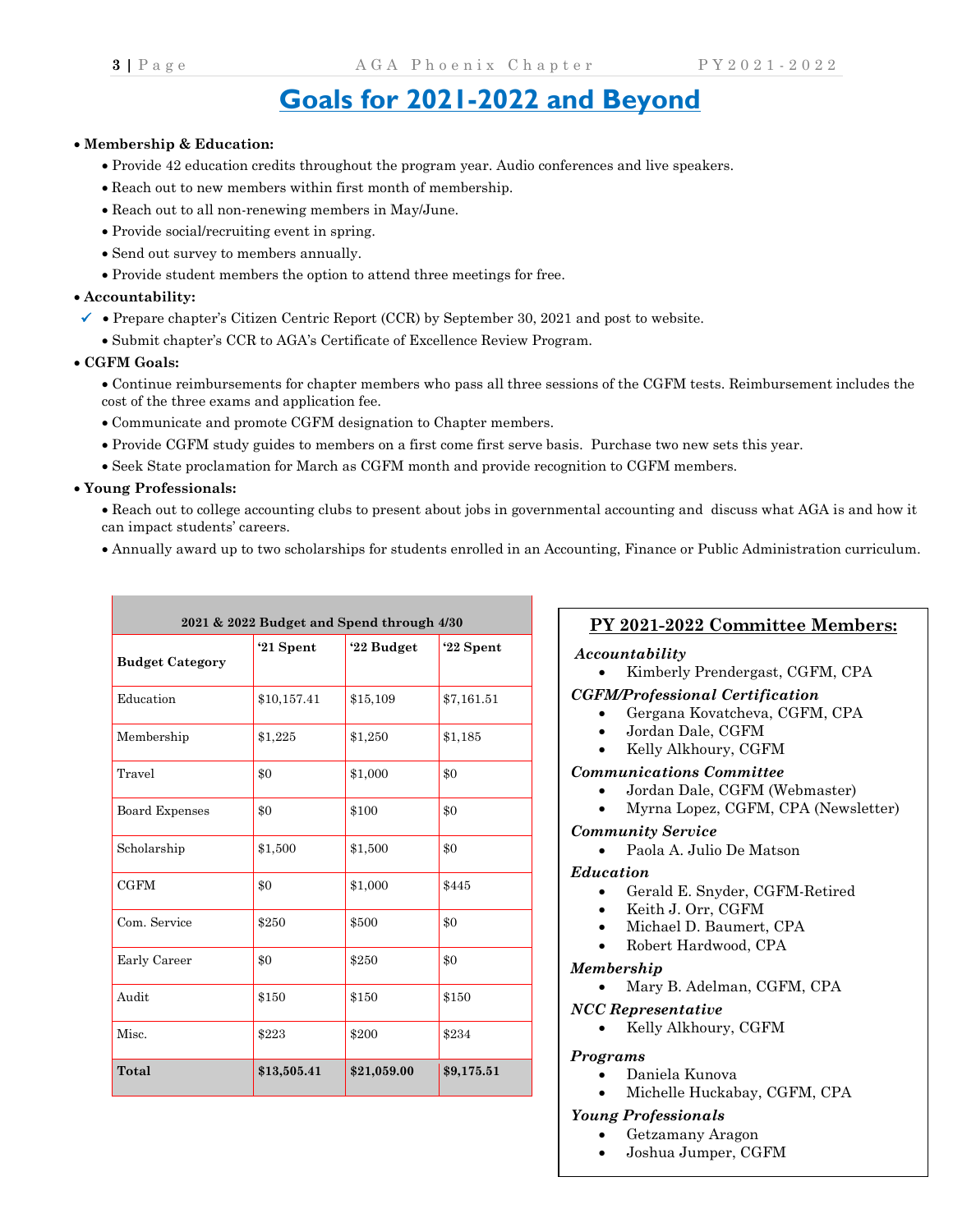# Goals for 2021-2022 and Beyond

- **Membership & Education:**
  - Provide 42 education credits throughout the program year. Audio conferences and live speakers.
  - Reach out to new members within first month of membership.
  - Reach out to all non-renewing members in May/June.
  - Provide social/recruiting event in spring.
  - Send out survey to members annually.
  - Provide student members the option to attend three meetings for free.
- **Accountability:**
  - ✓ Prepare chapter's Citizen Centric Report (CCR) by September 30, 2021 and post to website.
  - Submit chapter's CCR to AGA's Certificate of Excellence Review Program.
- **CGFM Goals:**
  - Continue reimbursements for chapter members who pass all three sessions of the CGFM tests. Reimbursement includes the cost of the three exams and application fee.
  - Communicate and promote CGFM designation to Chapter members.
  - Provide CGFM study guides to members on a first come first serve basis. Purchase two new sets this year.
  - Seek State proclamation for March as CGFM month and provide recognition to CGFM members.
- **Young Professionals:**
  - Reach out to college accounting clubs to present about jobs in governmental accounting and discuss what AGA is and how it can impact students' careers.
  - Annually award up to two scholarships for students enrolled in an Accounting, Finance or Public Administration curriculum.

**2021 & 2022 Budget and Spend through 4/30**

| Budget Category | '21 Spent | '22 Budget | '22 Spent |
|---|---|---|---|
| Education | $10,157.41 | $15,109 | $7,161.51 |
| Membership | $1,225 | $1,250 | $1,185 |
| Travel | $0 | $1,000 | $0 |
| Board Expenses | $0 | $100 | $0 |
| Scholarship | $1,500 | $1,500 | $0 |
| CGFM | $0 | $1,000 | $445 |
| Com. Service | $250 | $500 | $0 |
| Early Career | $0 | $250 | $0 |
| Audit | $150 | $150 | $150 |
| Misc. | $223 | $200 | $234 |
| **Total** | **$13,505.41** | **$21,059.00** | **$9,175.51** |

## PY 2021-2022 Committee Members:

*Accountability*
- Kimberly Prendergast, CGFM, CPA

*CGFM/Professional Certification*
- Gergana Kovatcheva, CGFM, CPA
- Jordan Dale, CGFM
- Kelly Alkhoury, CGFM

*Communications Committee*
- Jordan Dale, CGFM (Webmaster)
- Myrna Lopez, CGFM, CPA (Newsletter)

*Community Service*
- Paola A. Julio De Matson

*Education*
- Gerald E. Snyder, CGFM-Retired
- Keith J. Orr, CGFM
- Michael D. Baumert, CPA
- Robert Hardwood, CPA

*Membership*
- Mary B. Adelman, CGFM, CPA

*NCC Representative*
- Kelly Alkhoury, CGFM

*Programs*
- Daniela Kunova
- Michelle Huckabay, CGFM, CPA

*Young Professionals*
- Getzamany Aragon
- Joshua Jumper, CGFM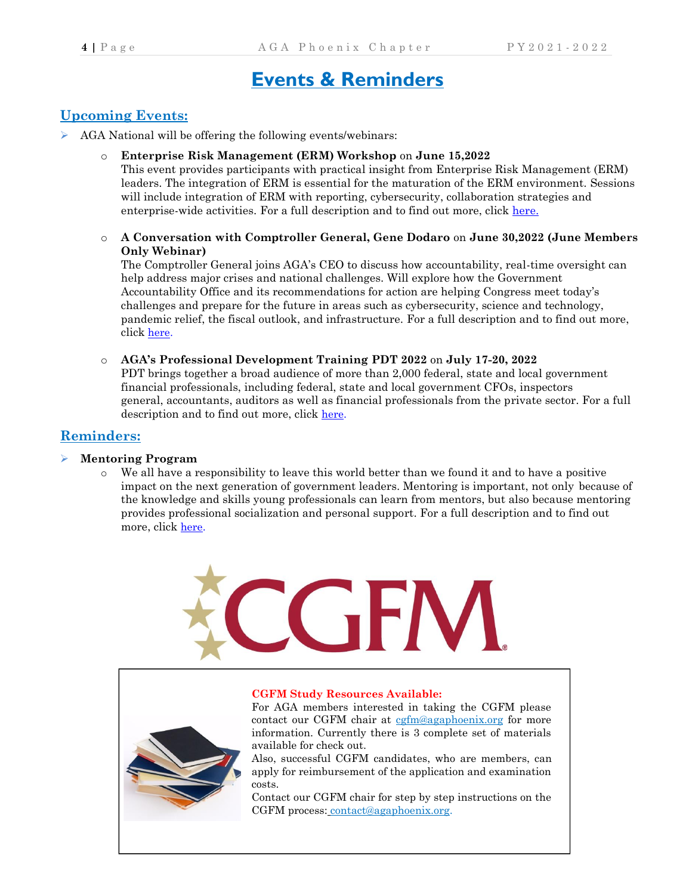# Events & Reminders

## Upcoming Events:

- AGA National will be offering the following events/webinars:
  - **Enterprise Risk Management (ERM) Workshop** on **June 15,2022**
    This event provides participants with practical insight from Enterprise Risk Management (ERM) leaders. The integration of ERM is essential for the maturation of the ERM environment. Sessions will include integration of ERM with reporting, cybersecurity, collaboration strategies and enterprise-wide activities. For a full description and to find out more, click here.
  - **A Conversation with Comptroller General, Gene Dodaro** on **June 30,2022 (June Members Only Webinar)**
    The Comptroller General joins AGA's CEO to discuss how accountability, real-time oversight can help address major crises and national challenges. Will explore how the Government Accountability Office and its recommendations for action are helping Congress meet today's challenges and prepare for the future in areas such as cybersecurity, science and technology, pandemic relief, the fiscal outlook, and infrastructure. For a full description and to find out more, click here.
  - **AGA's Professional Development Training PDT 2022** on **July 17-20, 2022**
    PDT brings together a broad audience of more than 2,000 federal, state and local government financial professionals, including federal, state and local government CFOs, inspectors general, accountants, auditors as well as financial professionals from the private sector. For a full description and to find out more, click here.

## Reminders:

- **Mentoring Program**
  - We all have a responsibility to leave this world better than we found it and to have a positive impact on the next generation of government leaders. Mentoring is important, not only because of the knowledge and skills young professionals can learn from mentors, but also because mentoring provides professional socialization and personal support. For a full description and to find out more, click here.

CGFM®

**CGFM Study Resources Available:**
For AGA members interested in taking the CGFM please contact our CGFM chair at cgfm@agaphoenix.org for more information. Currently there is 3 complete set of materials available for check out.
Also, successful CGFM candidates, who are members, can apply for reimbursement of the application and examination costs.
Contact our CGFM chair for step by step instructions on the CGFM process: contact@agaphoenix.org.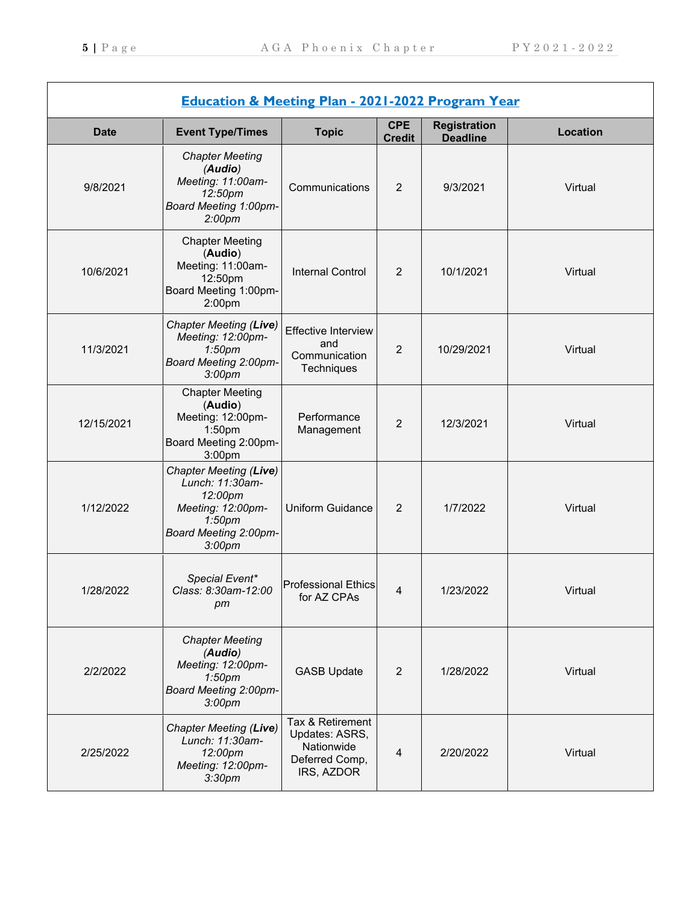## Education & Meeting Plan - 2021-2022 Program Year

| Date | Event Type/Times | Topic | CPE Credit | Registration Deadline | Location |
|---|---|---|---|---|---|
| 9/8/2021 | *Chapter Meeting (**Audio**) Meeting: 11:00am-12:50pm Board Meeting 1:00pm-2:00pm* | Communications | 2 | 9/3/2021 | Virtual |
| 10/6/2021 | Chapter Meeting (**Audio**) Meeting: 11:00am-12:50pm Board Meeting 1:00pm-2:00pm | Internal Control | 2 | 10/1/2021 | Virtual |
| 11/3/2021 | *Chapter Meeting (**Live**) Meeting: 12:00pm-1:50pm Board Meeting 2:00pm-3:00pm* | Effective Interview and Communication Techniques | 2 | 10/29/2021 | Virtual |
| 12/15/2021 | Chapter Meeting (**Audio**) Meeting: 12:00pm-1:50pm Board Meeting 2:00pm-3:00pm | Performance Management | 2 | 12/3/2021 | Virtual |
| 1/12/2022 | *Chapter Meeting (**Live**) Lunch: 11:30am-12:00pm Meeting: 12:00pm-1:50pm Board Meeting 2:00pm-3:00pm* | Uniform Guidance | 2 | 1/7/2022 | Virtual |
| 1/28/2022 | *Special Event* Class: 8:30am-12:00 pm* | Professional Ethics for AZ CPAs | 4 | 1/23/2022 | Virtual |
| 2/2/2022 | *Chapter Meeting (**Audio**) Meeting: 12:00pm-1:50pm Board Meeting 2:00pm-3:00pm* | GASB Update | 2 | 1/28/2022 | Virtual |
| 2/25/2022 | *Chapter Meeting (**Live**) Lunch: 11:30am-12:00pm Meeting: 12:00pm-3:30pm* | Tax & Retirement Updates: ASRS, Nationwide Deferred Comp, IRS, AZDOR | 4 | 2/20/2022 | Virtual |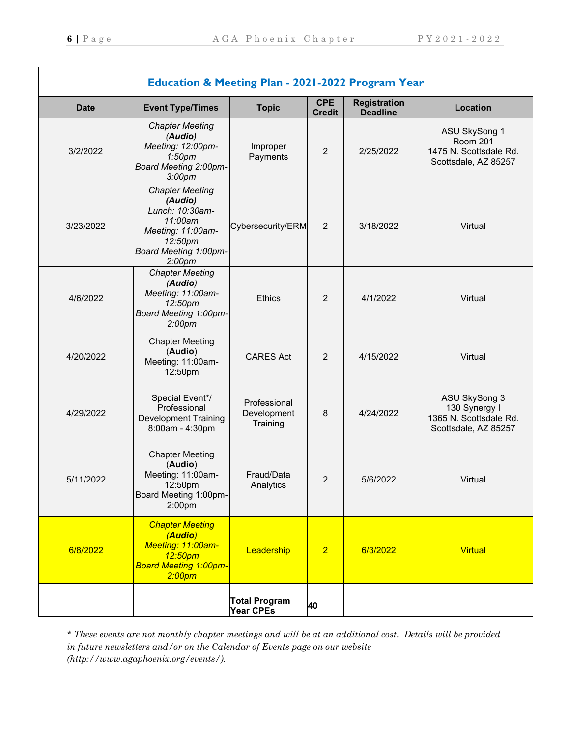## Education & Meeting Plan - 2021-2022 Program Year

| Date | Event Type/Times | Topic | CPE Credit | Registration Deadline | Location |
|---|---|---|---|---|---|
| 3/2/2022 | *Chapter Meeting (**Audio**) Meeting: 12:00pm-1:50pm Board Meeting 2:00pm-3:00pm* | Improper Payments | 2 | 2/25/2022 | ASU SkySong 1 Room 201 1475 N. Scottsdale Rd. Scottsdale, AZ 85257 |
| 3/23/2022 | *Chapter Meeting (**Audio**) Lunch: 10:30am-11:00am Meeting: 11:00am-12:50pm Board Meeting 1:00pm-2:00pm* | Cybersecurity/ERM | 2 | 3/18/2022 | Virtual |
| 4/6/2022 | *Chapter Meeting (**Audio**) Meeting: 11:00am-12:50pm Board Meeting 1:00pm-2:00pm* | Ethics | 2 | 4/1/2022 | Virtual |
| 4/20/2022 | Chapter Meeting (**Audio**) Meeting: 11:00am-12:50pm | CARES Act | 2 | 4/15/2022 | Virtual |
| 4/29/2022 | Special Event*/ Professional Development Training 8:00am - 4:30pm | Professional Development Training | 8 | 4/24/2022 | ASU SkySong 3 130 Synergy I 1365 N. Scottsdale Rd. Scottsdale, AZ 85257 |
| 5/11/2022 | Chapter Meeting (**Audio**) Meeting: 11:00am-12:50pm Board Meeting 1:00pm-2:00pm | Fraud/Data Analytics | 2 | 5/6/2022 | Virtual |
| 6/8/2022 | *Chapter Meeting (**Audio**) Meeting: 11:00am-12:50pm Board Meeting 1:00pm-2:00pm* | Leadership | 2 | 6/3/2022 | Virtual |
| | | | | | |
| | | **Total Program Year CPEs** | **40** | | |

*\* These events are not monthly chapter meetings and will be at an additional cost. Details will be provided in future newsletters and/or on the Calendar of Events page on our website (http://www.agaphoenix.org/events/).*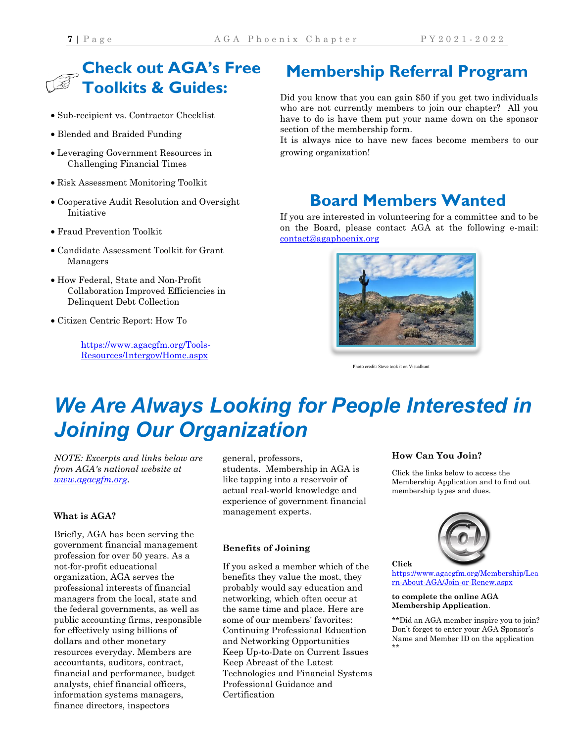## Check out AGA's Free Toolkits & Guides:

- Sub-recipient vs. Contractor Checklist
- Blended and Braided Funding
- Leveraging Government Resources in Challenging Financial Times
- Risk Assessment Monitoring Toolkit
- Cooperative Audit Resolution and Oversight Initiative
- Fraud Prevention Toolkit
- Candidate Assessment Toolkit for Grant Managers
- How Federal, State and Non-Profit Collaboration Improved Efficiencies in Delinquent Debt Collection
- Citizen Centric Report: How To

https://www.agacgfm.org/Tools-Resources/Intergov/Home.aspx

## Membership Referral Program

Did you know that you can gain $50 if you get two individuals who are not currently members to join our chapter? All you have to do is have them put your name down on the sponsor section of the membership form.
It is always nice to have new faces become members to our growing organization!

## Board Members Wanted

If you are interested in volunteering for a committee and to be on the Board, please contact AGA at the following e-mail: contact@agaphoenix.org

Photo credit: Steve took it on Visualhunt

# *We Are Always Looking for People Interested in Joining Our Organization*

*NOTE: Excerpts and links below are from AGA's national website at www.agacgfm.org.*

**What is AGA?**

Briefly, AGA has been serving the government financial management profession for over 50 years. As a not-for-profit educational organization, AGA serves the professional interests of financial managers from the local, state and the federal governments, as well as public accounting firms, responsible for effectively using billions of dollars and other monetary resources everyday. Members are accountants, auditors, contract, financial and performance, budget analysts, chief financial officers, information systems managers, finance directors, inspectors general, professors, students. Membership in AGA is like tapping into a reservoir of actual real-world knowledge and experience of government financial management experts.

**Benefits of Joining**

If you asked a member which of the benefits they value the most, they probably would say education and networking, which often occur at the same time and place. Here are some of our members' favorites:
Continuing Professional Education and Networking Opportunities
Keep Up-to-Date on Current Issues
Keep Abreast of the Latest Technologies and Financial Systems
Professional Guidance and Certification

**How Can You Join?**

Click the links below to access the Membership Application and to find out membership types and dues.

**Click** https://www.agacgfm.org/Membership/Learn-About-AGA/Join-or-Renew.aspx **to complete the online AGA Membership Application**.

**Did an AGA member inspire you to join? Don't forget to enter your AGA Sponsor's Name and Member ID on the application **